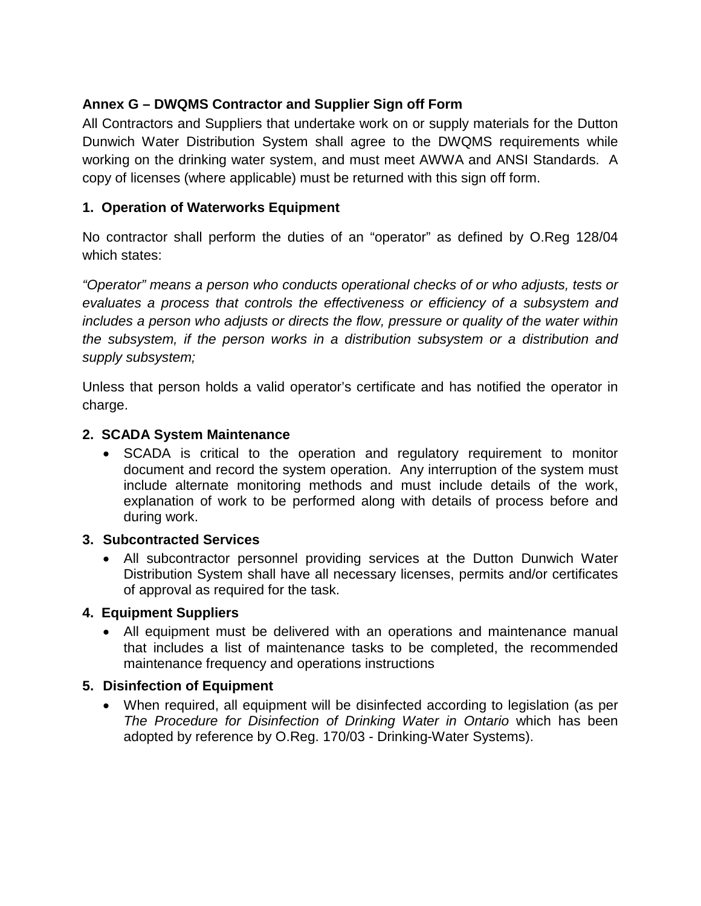## Annex G – DWQMS Contractor and Supplier Sign off Form

All Contractors and Suppliers that undertake work on or supply materials for the Dutton Dunwich Water Distribution System shall agree to the DWQMS requirements while working on the drinking water system, and must meet AWWA and ANSI Standards. A copy of licenses (where applicable) must be returned with this sign off form.

### 1. Operation of Waterworks Equipment

No contractor shall perform the duties of an "operator" as defined by O.Reg 128/04 which states:

*"Operator" means a person who conducts operational checks of or who adjusts, tests or evaluates a process that controls the effectiveness or efficiency of a subsystem and includes a person who adjusts or directs the flow, pressure or quality of the water within the subsystem, if the person works in a distribution subsystem or a distribution and supply subsystem;*

Unless that person holds a valid operator's certificate and has notified the operator in charge.

### 2. SCADA System Maintenance

- SCADA is critical to the operation and regulatory requirement to monitor document and record the system operation. Any interruption of the system must include alternate monitoring methods and must include details of the work, explanation of work to be performed along with details of process before and during work.

### 3. Subcontracted Services

- All subcontractor personnel providing services at the Dutton Dunwich Water Distribution System shall have all necessary licenses, permits and/or certificates of approval as required for the task.

### 4. Equipment Suppliers

- All equipment must be delivered with an operations and maintenance manual that includes a list of maintenance tasks to be completed, the recommended maintenance frequency and operations instructions

### 5. Disinfection of Equipment

- When required, all equipment will be disinfected according to legislation (as per *The Procedure for Disinfection of Drinking Water in Ontario* which has been adopted by reference by O.Reg. 170/03 - Drinking-Water Systems).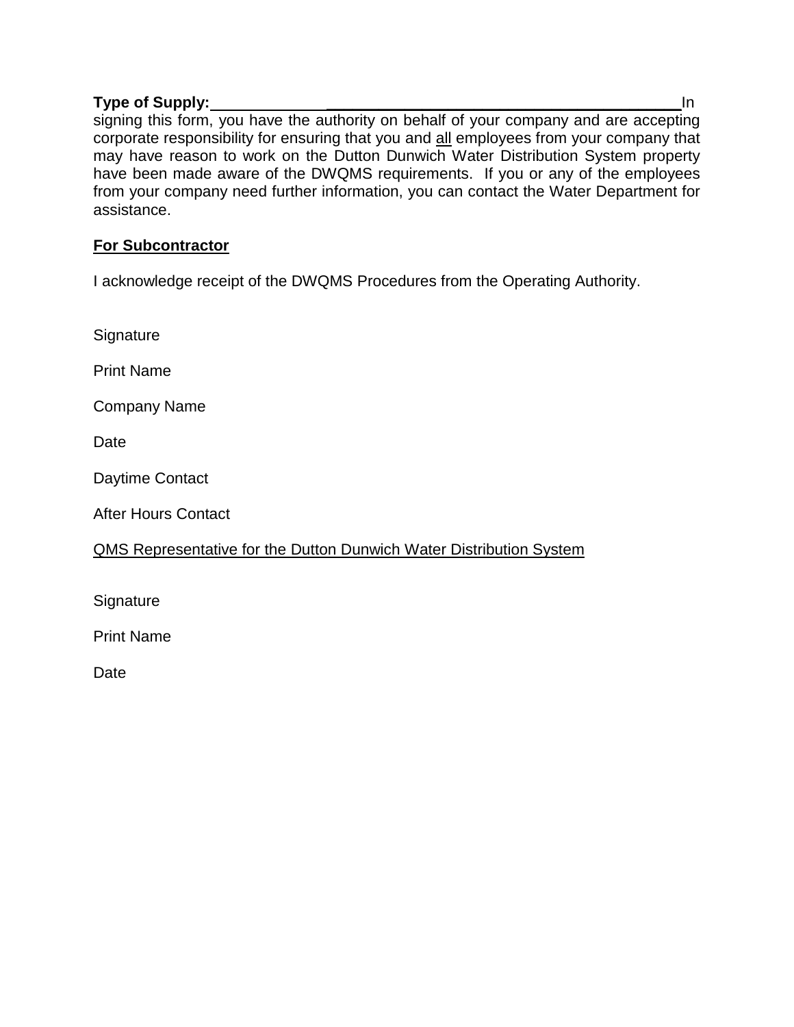**Type of Supply:** ______________________________________________ In signing this form, you have the authority on behalf of your company and are accepting corporate responsibility for ensuring that you and <u>all</u> employees from your company that may have reason to work on the Dutton Dunwich Water Distribution System property have been made aware of the DWQMS requirements. If you or any of the employees from your company need further information, you can contact the Water Department for assistance.

**<u>For Subcontractor</u>**

I acknowledge receipt of the DWQMS Procedures from the Operating Authority.

Signature

Print Name

Company Name

Date

Daytime Contact

After Hours Contact

<u>QMS Representative for the Dutton Dunwich Water Distribution System</u>

Signature

Print Name

Date